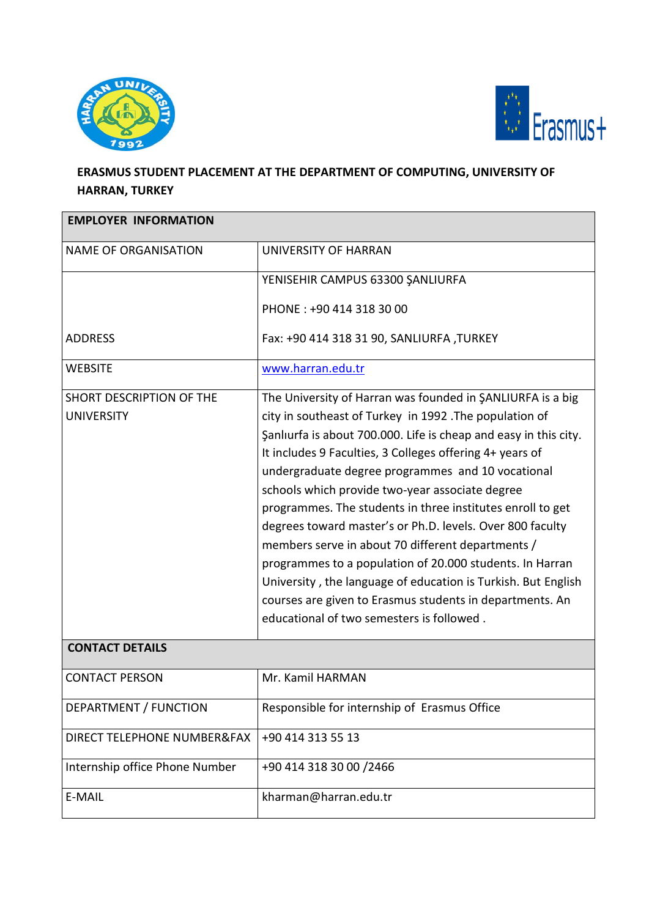**ERASMUS STUDENT PLACEMENT AT THE DEPARTMENT OF COMPUTING, UNIVERSITY OF HARRAN, TURKEY**

| **EMPLOYER INFORMATION** | |
|---|---|
| NAME OF ORGANISATION | UNIVERSITY OF HARRAN |
| ADDRESS | YENISEHIR CAMPUS 63300 ŞANLIURFA<br>PHONE : +90 414 318 30 00<br>Fax: +90 414 318 31 90, SANLIURFA ,TURKEY |
| WEBSITE | www.harran.edu.tr |
| SHORT DESCRIPTION OF THE UNIVERSITY | The University of Harran was founded in ŞANLIURFA is a big city in southeast of Turkey in 1992 .The population of Şanlıurfa is about 700.000. Life is cheap and easy in this city. It includes 9 Faculties, 3 Colleges offering 4+ years of undergraduate degree programmes and 10 vocational schools which provide two-year associate degree programmes. The students in three institutes enroll to get degrees toward master's or Ph.D. levels. Over 800 faculty members serve in about 70 different departments / programmes to a population of 20.000 students. In Harran University , the language of education is Turkish. But English courses are given to Erasmus students in departments. An educational of two semesters is followed . |
| **CONTACT DETAILS** | |
| CONTACT PERSON | Mr. Kamil HARMAN |
| DEPARTMENT / FUNCTION | Responsible for internship of Erasmus Office |
| DIRECT TELEPHONE NUMBER&FAX | +90 414 313 55 13 |
| Internship office Phone Number | +90 414 318 30 00 /2466 |
| E-MAIL | kharman@harran.edu.tr |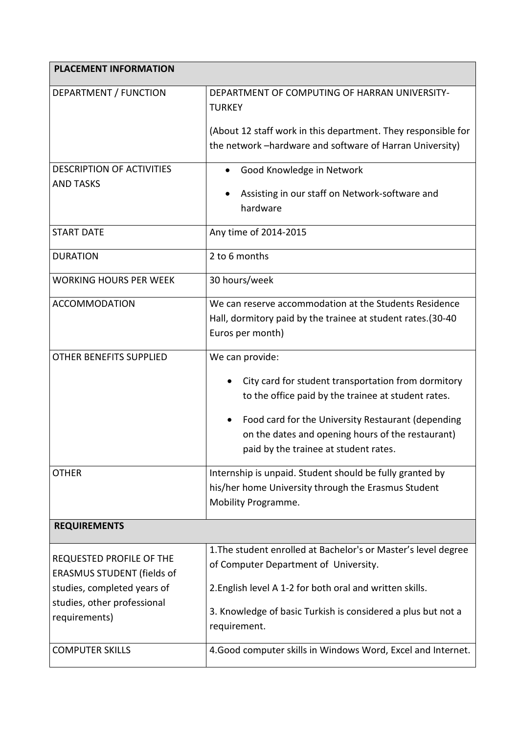| **PLACEMENT INFORMATION** | |
|---|---|
| DEPARTMENT / FUNCTION | DEPARTMENT OF COMPUTING OF HARRAN UNIVERSITY-TURKEY<br><br>(About 12 staff work in this department. They responsible for the network –hardware and software of Harran University) |
| DESCRIPTION OF ACTIVITIES AND TASKS | • Good Knowledge in Network<br>• Assisting in our staff on Network-software and hardware |
| START DATE | Any time of 2014-2015 |
| DURATION | 2 to 6 months |
| WORKING HOURS PER WEEK | 30 hours/week |
| ACCOMMODATION | We can reserve accommodation at the Students Residence Hall, dormitory paid by the trainee at student rates.(30-40 Euros per month) |
| OTHER BENEFITS SUPPLIED | We can provide:<br>• City card for student transportation from dormitory to the office paid by the trainee at student rates.<br>• Food card for the University Restaurant (depending on the dates and opening hours of the restaurant) paid by the trainee at student rates. |
| OTHER | Internship is unpaid. Student should be fully granted by his/her home University through the Erasmus Student Mobility Programme. |
| **REQUIREMENTS** | |
| REQUESTED PROFILE OF THE ERASMUS STUDENT (fields of studies, completed years of studies, other professional requirements) | 1.The student enrolled at Bachelor's or Master's level degree of Computer Department of University.<br><br>2.English level A 1-2 for both oral and written skills.<br><br>3. Knowledge of basic Turkish is considered a plus but not a requirement. |
| COMPUTER SKILLS | 4.Good computer skills in Windows Word, Excel and Internet. |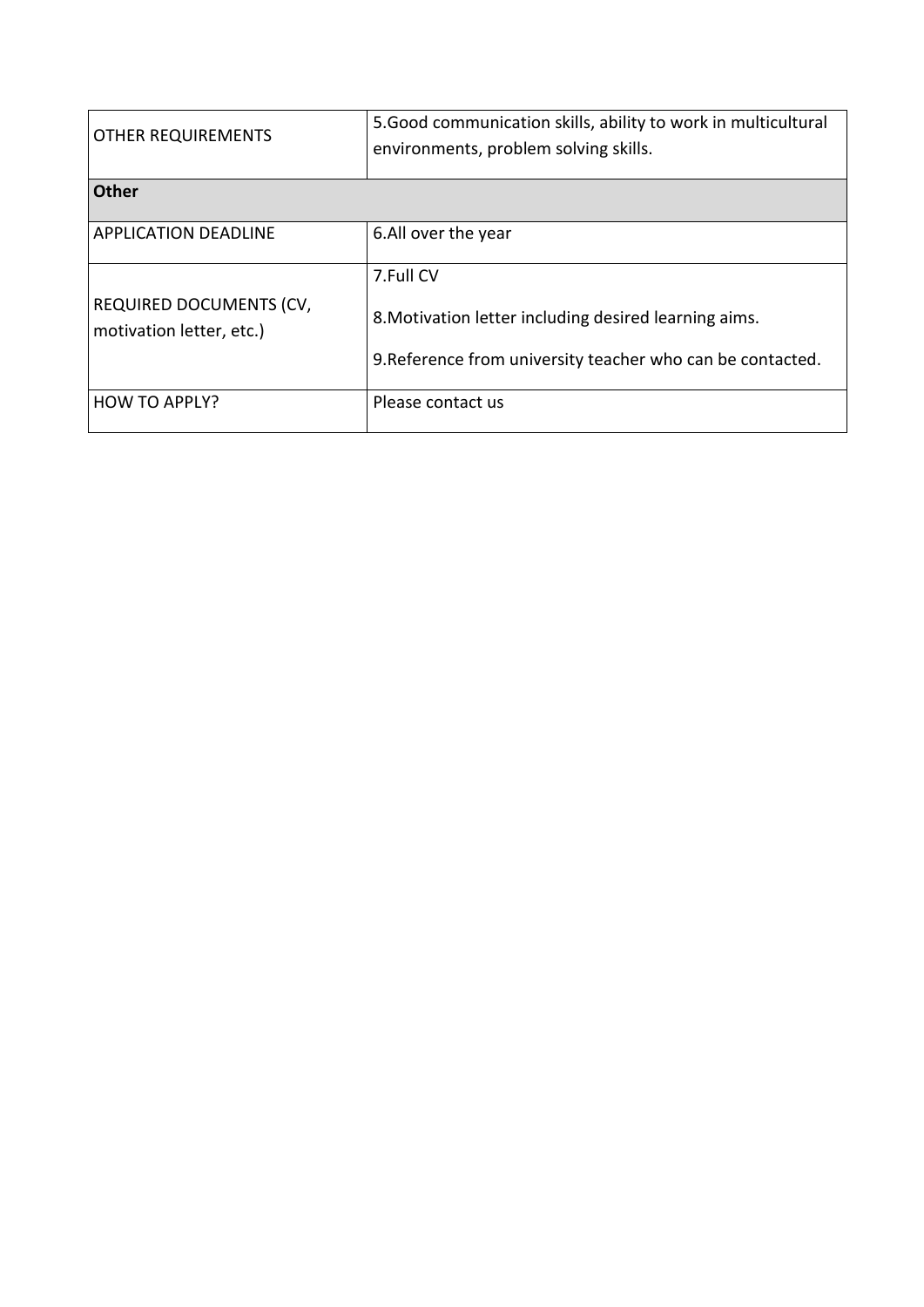| | |
|---|---|
| OTHER REQUIREMENTS | 5.Good communication skills, ability to work in multicultural environments, problem solving skills. |
| **Other** | |
| APPLICATION DEADLINE | 6.All over the year |
| REQUIRED DOCUMENTS (CV, motivation letter, etc.) | 7.Full CV<br>8.Motivation letter including desired learning aims.<br>9.Reference from university teacher who can be contacted. |
| HOW TO APPLY? | Please contact us |